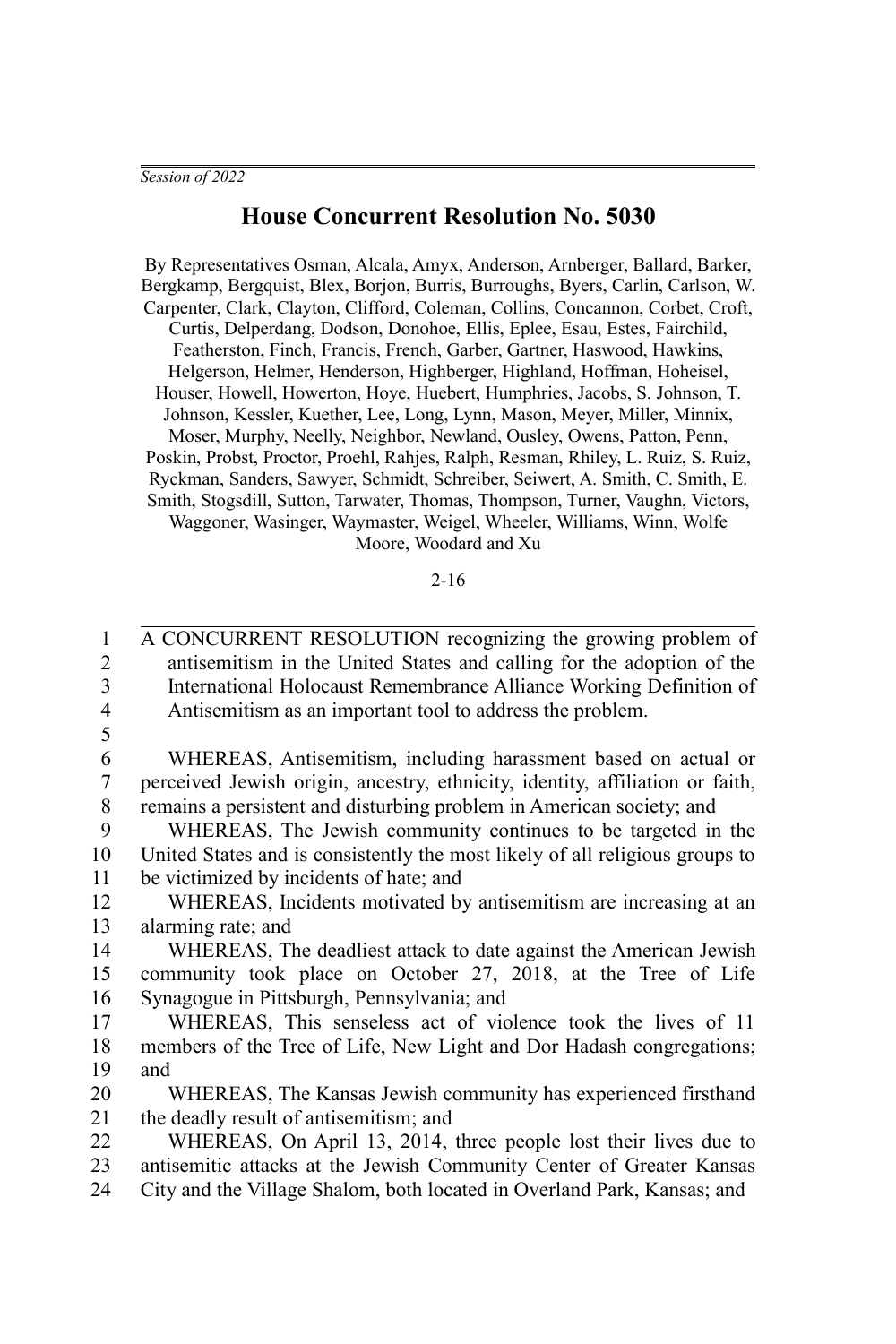*Session of 2022*

# House Concurrent Resolution No. 5030

By Representatives Osman, Alcala, Amyx, Anderson, Arnberger, Ballard, Barker, Bergkamp, Bergquist, Blex, Borjon, Burris, Burroughs, Byers, Carlin, Carlson, W. Carpenter, Clark, Clayton, Clifford, Coleman, Collins, Concannon, Corbet, Croft, Curtis, Delperdang, Dodson, Donohoe, Ellis, Eplee, Esau, Estes, Fairchild, Featherston, Finch, Francis, French, Garber, Gartner, Haswood, Hawkins, Helgerson, Helmer, Henderson, Highberger, Highland, Hoffman, Hoheisel, Houser, Howell, Howerton, Hoye, Huebert, Humphries, Jacobs, S. Johnson, T. Johnson, Kessler, Kuether, Lee, Long, Lynn, Mason, Meyer, Miller, Minnix, Moser, Murphy, Neelly, Neighbor, Newland, Ousley, Owens, Patton, Penn, Poskin, Probst, Proctor, Proehl, Rahjes, Ralph, Resman, Rhiley, L. Ruiz, S. Ruiz, Ryckman, Sanders, Sawyer, Schmidt, Schreiber, Seiwert, A. Smith, C. Smith, E. Smith, Stogsdill, Sutton, Tarwater, Thomas, Thompson, Turner, Vaughn, Victors, Waggoner, Wasinger, Waymaster, Weigel, Wheeler, Williams, Winn, Wolfe Moore, Woodard and Xu

2-16

A CONCURRENT RESOLUTION recognizing the growing problem of antisemitism in the United States and calling for the adoption of the International Holocaust Remembrance Alliance Working Definition of Antisemitism as an important tool to address the problem.

WHEREAS, Antisemitism, including harassment based on actual or perceived Jewish origin, ancestry, ethnicity, identity, affiliation or faith, remains a persistent and disturbing problem in American society; and

WHEREAS, The Jewish community continues to be targeted in the United States and is consistently the most likely of all religious groups to be victimized by incidents of hate; and

WHEREAS, Incidents motivated by antisemitism are increasing at an alarming rate; and

WHEREAS, The deadliest attack to date against the American Jewish community took place on October 27, 2018, at the Tree of Life Synagogue in Pittsburgh, Pennsylvania; and

WHEREAS, This senseless act of violence took the lives of 11 members of the Tree of Life, New Light and Dor Hadash congregations; and

WHEREAS, The Kansas Jewish community has experienced firsthand the deadly result of antisemitism; and

WHEREAS, On April 13, 2014, three people lost their lives due to antisemitic attacks at the Jewish Community Center of Greater Kansas City and the Village Shalom, both located in Overland Park, Kansas; and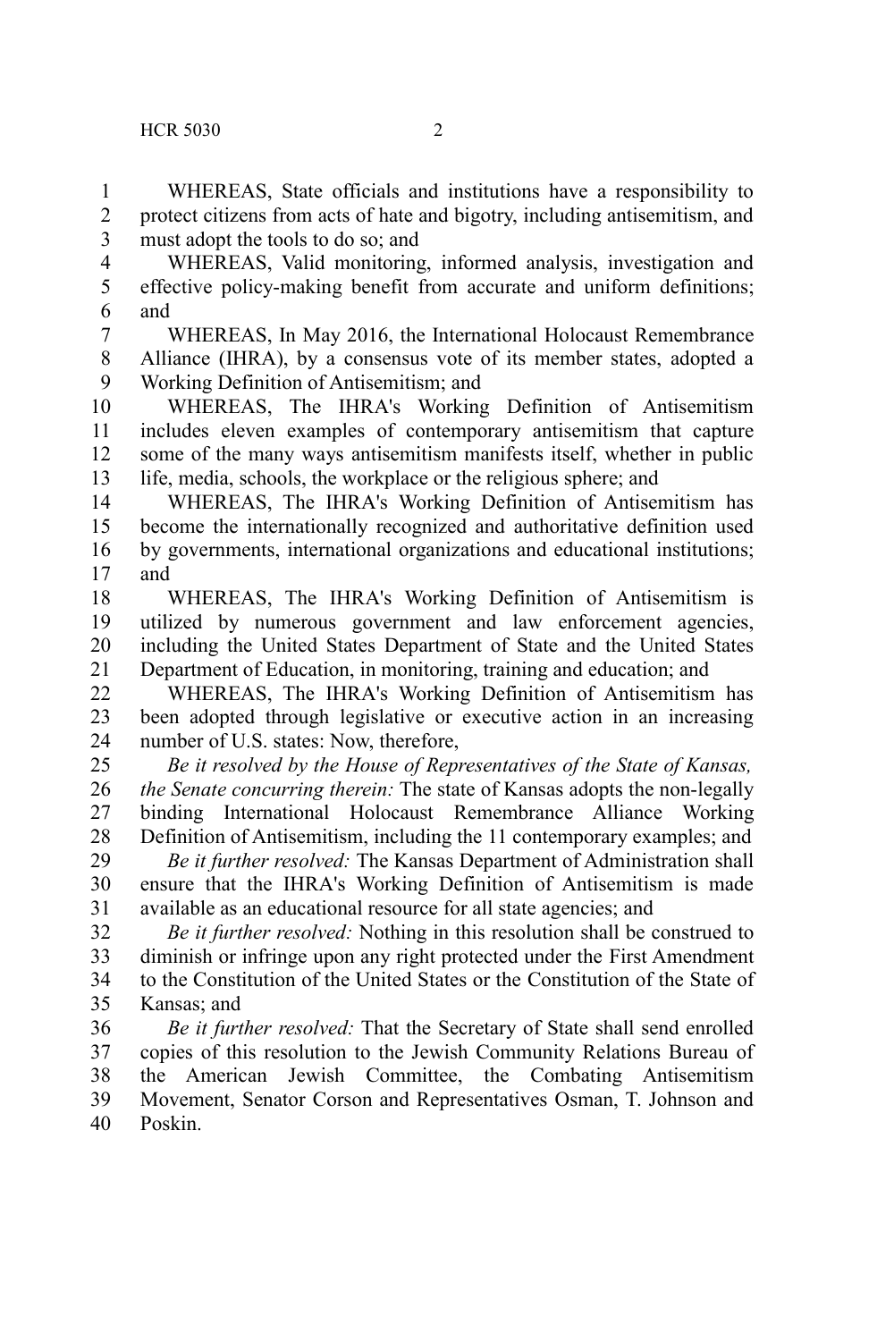WHEREAS, State officials and institutions have a responsibility to protect citizens from acts of hate and bigotry, including antisemitism, and must adopt the tools to do so; and

WHEREAS, Valid monitoring, informed analysis, investigation and effective policy-making benefit from accurate and uniform definitions; and

WHEREAS, In May 2016, the International Holocaust Remembrance Alliance (IHRA), by a consensus vote of its member states, adopted a Working Definition of Antisemitism; and

WHEREAS, The IHRA's Working Definition of Antisemitism includes eleven examples of contemporary antisemitism that capture some of the many ways antisemitism manifests itself, whether in public life, media, schools, the workplace or the religious sphere; and

WHEREAS, The IHRA's Working Definition of Antisemitism has become the internationally recognized and authoritative definition used by governments, international organizations and educational institutions; and

WHEREAS, The IHRA's Working Definition of Antisemitism is utilized by numerous government and law enforcement agencies, including the United States Department of State and the United States Department of Education, in monitoring, training and education; and

WHEREAS, The IHRA's Working Definition of Antisemitism has been adopted through legislative or executive action in an increasing number of U.S. states: Now, therefore,

*Be it resolved by the House of Representatives of the State of Kansas, the Senate concurring therein:* The state of Kansas adopts the non-legally binding International Holocaust Remembrance Alliance Working Definition of Antisemitism, including the 11 contemporary examples; and

*Be it further resolved:* The Kansas Department of Administration shall ensure that the IHRA's Working Definition of Antisemitism is made available as an educational resource for all state agencies; and

*Be it further resolved:* Nothing in this resolution shall be construed to diminish or infringe upon any right protected under the First Amendment to the Constitution of the United States or the Constitution of the State of Kansas; and

*Be it further resolved:* That the Secretary of State shall send enrolled copies of this resolution to the Jewish Community Relations Bureau of the American Jewish Committee, the Combating Antisemitism Movement, Senator Corson and Representatives Osman, T. Johnson and Poskin.